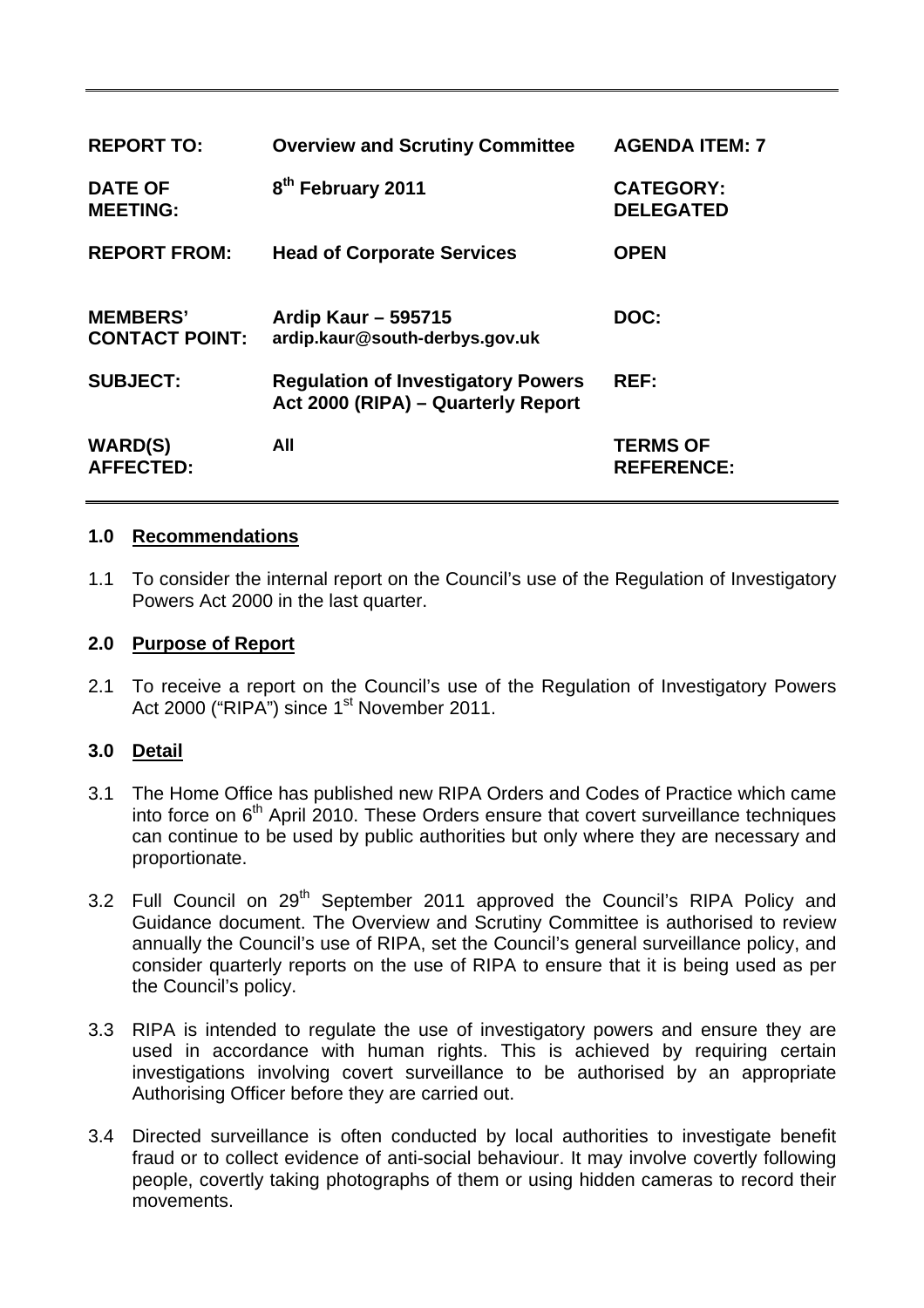| REPORT TO: | Overview and Scrutiny Committee | AGENDA ITEM: 7 |
|---|---|---|
| DATE OF MEETING: | 8th February 2011 | CATEGORY: DELEGATED |
| REPORT FROM: | Head of Corporate Services | OPEN |
| MEMBERS' CONTACT POINT: | Ardip Kaur – 595715 ardip.kaur@south-derbys.gov.uk | DOC: |
| SUBJECT: | Regulation of Investigatory Powers Act 2000 (RIPA) – Quarterly Report | REF: |
| WARD(S) AFFECTED: | All | TERMS OF REFERENCE: |

## 1.0 Recommendations

1.1 To consider the internal report on the Council's use of the Regulation of Investigatory Powers Act 2000 in the last quarter.

## 2.0 Purpose of Report

2.1 To receive a report on the Council's use of the Regulation of Investigatory Powers Act 2000 ("RIPA") since 1st November 2011.

## 3.0 Detail

3.1 The Home Office has published new RIPA Orders and Codes of Practice which came into force on 6th April 2010. These Orders ensure that covert surveillance techniques can continue to be used by public authorities but only where they are necessary and proportionate.

3.2 Full Council on 29th September 2011 approved the Council's RIPA Policy and Guidance document. The Overview and Scrutiny Committee is authorised to review annually the Council's use of RIPA, set the Council's general surveillance policy, and consider quarterly reports on the use of RIPA to ensure that it is being used as per the Council's policy.

3.3 RIPA is intended to regulate the use of investigatory powers and ensure they are used in accordance with human rights. This is achieved by requiring certain investigations involving covert surveillance to be authorised by an appropriate Authorising Officer before they are carried out.

3.4 Directed surveillance is often conducted by local authorities to investigate benefit fraud or to collect evidence of anti-social behaviour. It may involve covertly following people, covertly taking photographs of them or using hidden cameras to record their movements.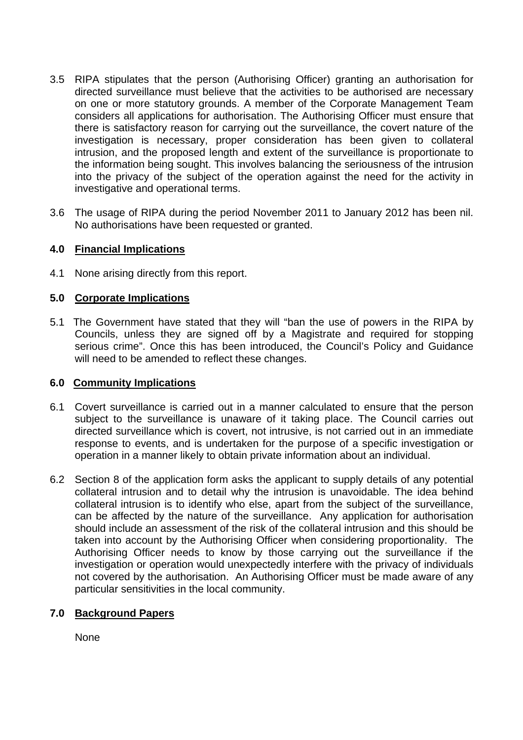3.5 RIPA stipulates that the person (Authorising Officer) granting an authorisation for directed surveillance must believe that the activities to be authorised are necessary on one or more statutory grounds. A member of the Corporate Management Team considers all applications for authorisation. The Authorising Officer must ensure that there is satisfactory reason for carrying out the surveillance, the covert nature of the investigation is necessary, proper consideration has been given to collateral intrusion, and the proposed length and extent of the surveillance is proportionate to the information being sought. This involves balancing the seriousness of the intrusion into the privacy of the subject of the operation against the need for the activity in investigative and operational terms.

3.6 The usage of RIPA during the period November 2011 to January 2012 has been nil. No authorisations have been requested or granted.

## 4.0 Financial Implications

4.1 None arising directly from this report.

## 5.0 Corporate Implications

5.1 The Government have stated that they will "ban the use of powers in the RIPA by Councils, unless they are signed off by a Magistrate and required for stopping serious crime". Once this has been introduced, the Council's Policy and Guidance will need to be amended to reflect these changes.

## 6.0 Community Implications

6.1 Covert surveillance is carried out in a manner calculated to ensure that the person subject to the surveillance is unaware of it taking place. The Council carries out directed surveillance which is covert, not intrusive, is not carried out in an immediate response to events, and is undertaken for the purpose of a specific investigation or operation in a manner likely to obtain private information about an individual.

6.2 Section 8 of the application form asks the applicant to supply details of any potential collateral intrusion and to detail why the intrusion is unavoidable. The idea behind collateral intrusion is to identify who else, apart from the subject of the surveillance, can be affected by the nature of the surveillance. Any application for authorisation should include an assessment of the risk of the collateral intrusion and this should be taken into account by the Authorising Officer when considering proportionality. The Authorising Officer needs to know by those carrying out the surveillance if the investigation or operation would unexpectedly interfere with the privacy of individuals not covered by the authorisation. An Authorising Officer must be made aware of any particular sensitivities in the local community.

## 7.0 Background Papers

None